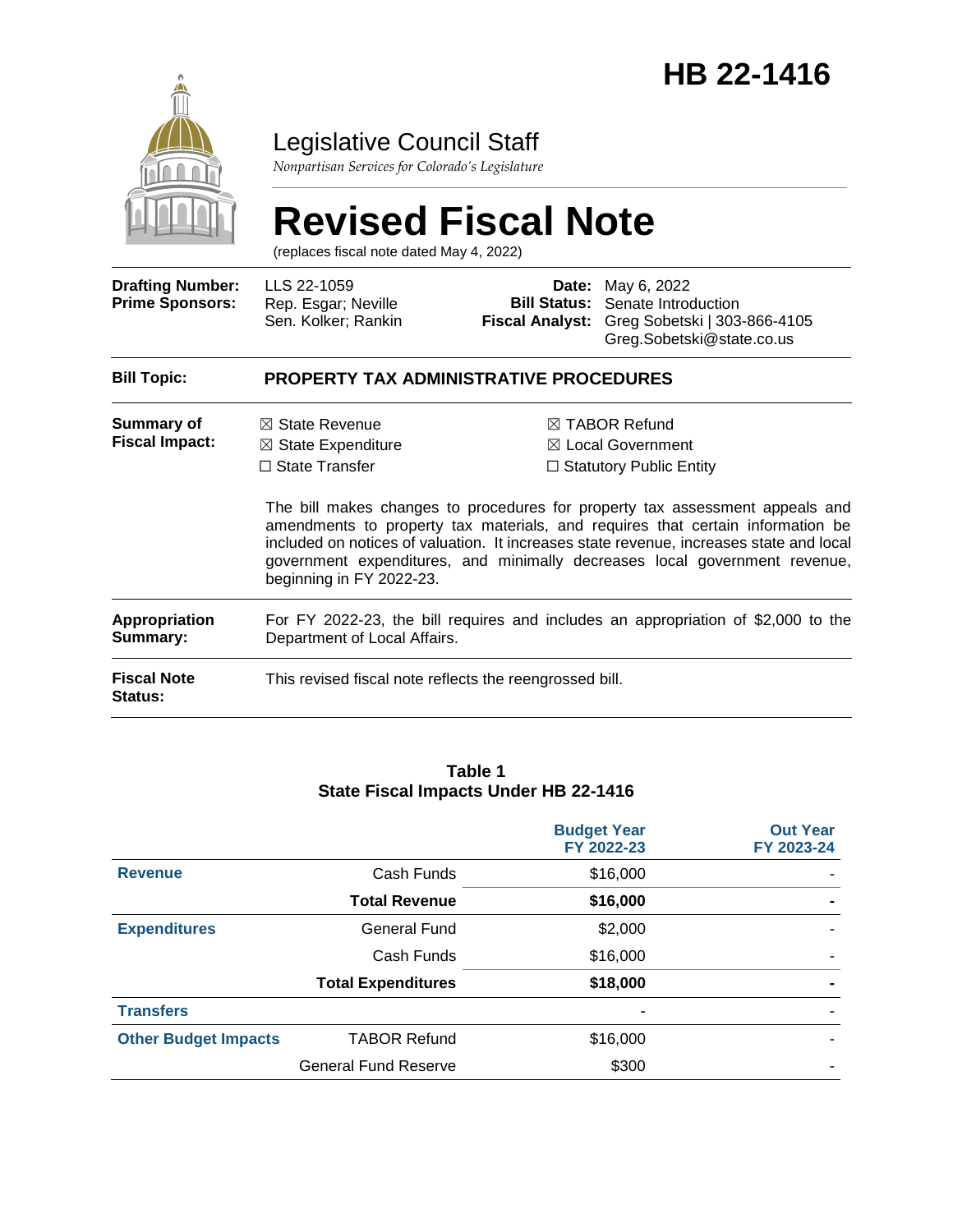# HB 22-1416

## Legislative Council Staff

*Nonpartisan Services for Colorado's Legislature*

# Revised Fiscal Note

(replaces fiscal note dated May 4, 2022)

| | | | |
|---|---|---|---|
| **Drafting Number:** | LLS 22-1059 | **Date:** | May 6, 2022 |
| **Prime Sponsors:** | Rep. Esgar; Neville<br>Sen. Kolker; Rankin | **Bill Status:** | Senate Introduction |
| | | **Fiscal Analyst:** | Greg Sobetski \| 303-866-4105<br>Greg.Sobetski@state.co.us |

**Bill Topic:** **PROPERTY TAX ADMINISTRATIVE PROCEDURES**

**Summary of Fiscal Impact:**

☒ State Revenue
☒ State Expenditure
☐ State Transfer
☒ TABOR Refund
☒ Local Government
☐ Statutory Public Entity

The bill makes changes to procedures for property tax assessment appeals and amendments to property tax materials, and requires that certain information be included on notices of valuation. It increases state revenue, increases state and local government expenditures, and minimally decreases local government revenue, beginning in FY 2022-23.

**Appropriation Summary:** For FY 2022-23, the bill requires and includes an appropriation of $2,000 to the Department of Local Affairs.

**Fiscal Note Status:** This revised fiscal note reflects the reengrossed bill.

**Table 1**
**State Fiscal Impacts Under HB 22-1416**

| | | Budget Year FY 2022-23 | Out Year FY 2023-24 |
|---|---|---|---|
| **Revenue** | Cash Funds | $16,000 | - |
| | **Total Revenue** | **$16,000** | **-** |
| **Expenditures** | General Fund | $2,000 | - |
| | Cash Funds | $16,000 | - |
| | **Total Expenditures** | **$18,000** | **-** |
| **Transfers** | | - | - |
| **Other Budget Impacts** | TABOR Refund | $16,000 | - |
| | General Fund Reserve | $300 | - |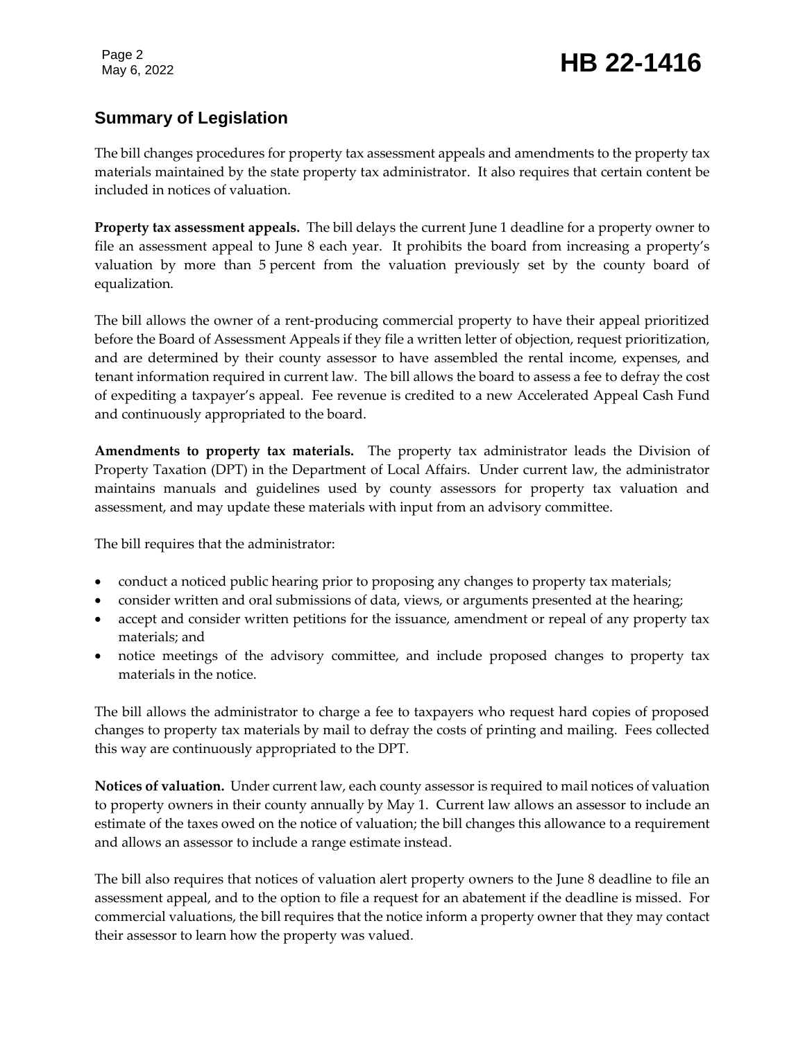## Summary of Legislation

The bill changes procedures for property tax assessment appeals and amendments to the property tax materials maintained by the state property tax administrator. It also requires that certain content be included in notices of valuation.

**Property tax assessment appeals.** The bill delays the current June 1 deadline for a property owner to file an assessment appeal to June 8 each year. It prohibits the board from increasing a property's valuation by more than 5 percent from the valuation previously set by the county board of equalization.

The bill allows the owner of a rent-producing commercial property to have their appeal prioritized before the Board of Assessment Appeals if they file a written letter of objection, request prioritization, and are determined by their county assessor to have assembled the rental income, expenses, and tenant information required in current law. The bill allows the board to assess a fee to defray the cost of expediting a taxpayer's appeal. Fee revenue is credited to a new Accelerated Appeal Cash Fund and continuously appropriated to the board.

**Amendments to property tax materials.** The property tax administrator leads the Division of Property Taxation (DPT) in the Department of Local Affairs. Under current law, the administrator maintains manuals and guidelines used by county assessors for property tax valuation and assessment, and may update these materials with input from an advisory committee.

The bill requires that the administrator:

- conduct a noticed public hearing prior to proposing any changes to property tax materials;
- consider written and oral submissions of data, views, or arguments presented at the hearing;
- accept and consider written petitions for the issuance, amendment or repeal of any property tax materials; and
- notice meetings of the advisory committee, and include proposed changes to property tax materials in the notice.

The bill allows the administrator to charge a fee to taxpayers who request hard copies of proposed changes to property tax materials by mail to defray the costs of printing and mailing. Fees collected this way are continuously appropriated to the DPT.

**Notices of valuation.** Under current law, each county assessor is required to mail notices of valuation to property owners in their county annually by May 1. Current law allows an assessor to include an estimate of the taxes owed on the notice of valuation; the bill changes this allowance to a requirement and allows an assessor to include a range estimate instead.

The bill also requires that notices of valuation alert property owners to the June 8 deadline to file an assessment appeal, and to the option to file a request for an abatement if the deadline is missed. For commercial valuations, the bill requires that the notice inform a property owner that they may contact their assessor to learn how the property was valued.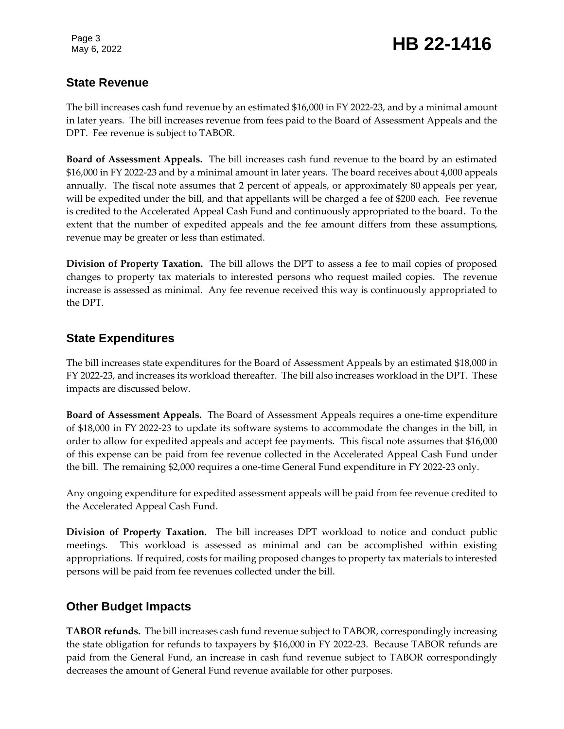## State Revenue

The bill increases cash fund revenue by an estimated $16,000 in FY 2022-23, and by a minimal amount in later years. The bill increases revenue from fees paid to the Board of Assessment Appeals and the DPT. Fee revenue is subject to TABOR.

**Board of Assessment Appeals.** The bill increases cash fund revenue to the board by an estimated $16,000 in FY 2022-23 and by a minimal amount in later years. The board receives about 4,000 appeals annually. The fiscal note assumes that 2 percent of appeals, or approximately 80 appeals per year, will be expedited under the bill, and that appellants will be charged a fee of $200 each. Fee revenue is credited to the Accelerated Appeal Cash Fund and continuously appropriated to the board. To the extent that the number of expedited appeals and the fee amount differs from these assumptions, revenue may be greater or less than estimated.

**Division of Property Taxation.** The bill allows the DPT to assess a fee to mail copies of proposed changes to property tax materials to interested persons who request mailed copies. The revenue increase is assessed as minimal. Any fee revenue received this way is continuously appropriated to the DPT.

## State Expenditures

The bill increases state expenditures for the Board of Assessment Appeals by an estimated $18,000 in FY 2022-23, and increases its workload thereafter. The bill also increases workload in the DPT. These impacts are discussed below.

**Board of Assessment Appeals.** The Board of Assessment Appeals requires a one-time expenditure of $18,000 in FY 2022-23 to update its software systems to accommodate the changes in the bill, in order to allow for expedited appeals and accept fee payments. This fiscal note assumes that $16,000 of this expense can be paid from fee revenue collected in the Accelerated Appeal Cash Fund under the bill. The remaining $2,000 requires a one-time General Fund expenditure in FY 2022-23 only.

Any ongoing expenditure for expedited assessment appeals will be paid from fee revenue credited to the Accelerated Appeal Cash Fund.

**Division of Property Taxation.** The bill increases DPT workload to notice and conduct public meetings. This workload is assessed as minimal and can be accomplished within existing appropriations. If required, costs for mailing proposed changes to property tax materials to interested persons will be paid from fee revenues collected under the bill.

## Other Budget Impacts

**TABOR refunds.** The bill increases cash fund revenue subject to TABOR, correspondingly increasing the state obligation for refunds to taxpayers by $16,000 in FY 2022-23. Because TABOR refunds are paid from the General Fund, an increase in cash fund revenue subject to TABOR correspondingly decreases the amount of General Fund revenue available for other purposes.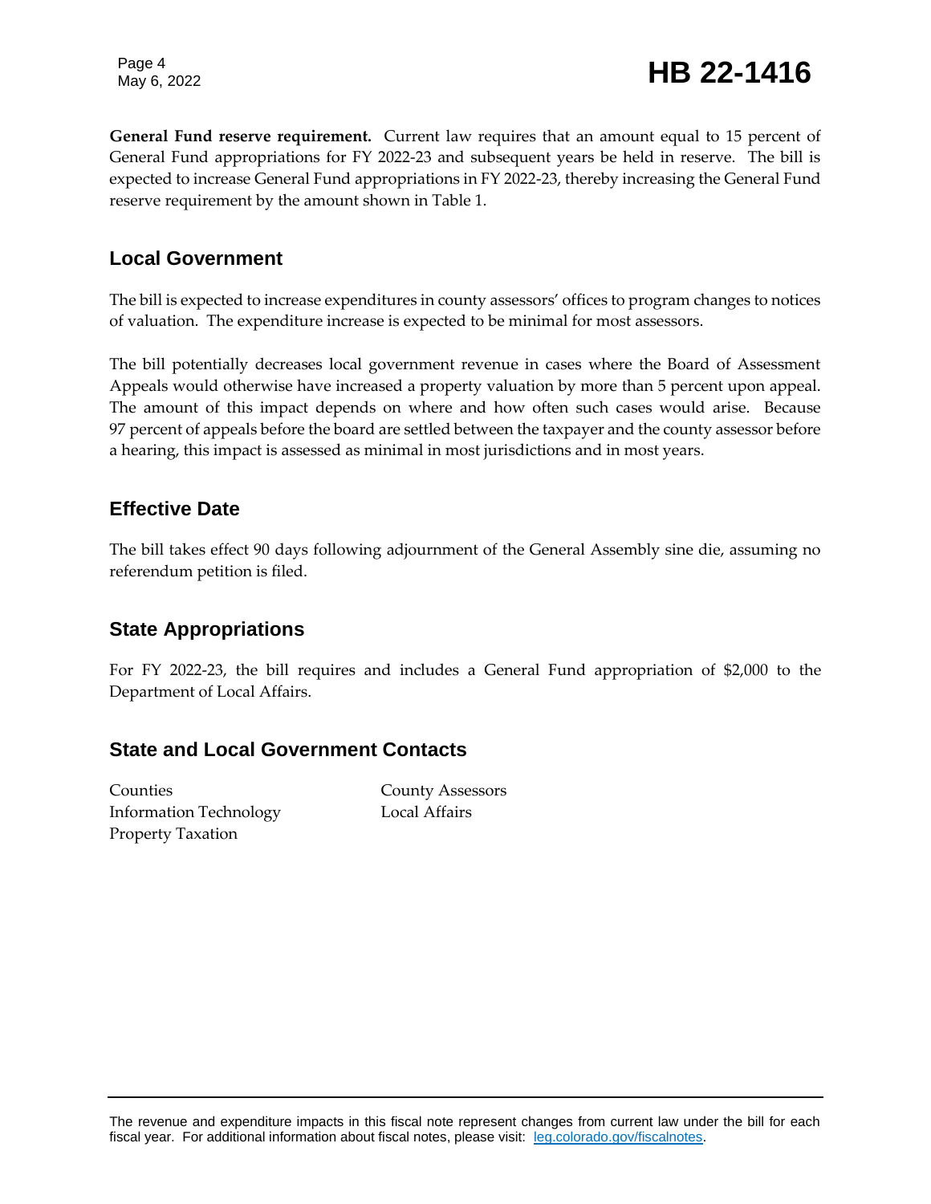**General Fund reserve requirement.** Current law requires that an amount equal to 15 percent of General Fund appropriations for FY 2022-23 and subsequent years be held in reserve. The bill is expected to increase General Fund appropriations in FY 2022-23, thereby increasing the General Fund reserve requirement by the amount shown in Table 1.

## Local Government

The bill is expected to increase expenditures in county assessors' offices to program changes to notices of valuation. The expenditure increase is expected to be minimal for most assessors.

The bill potentially decreases local government revenue in cases where the Board of Assessment Appeals would otherwise have increased a property valuation by more than 5 percent upon appeal. The amount of this impact depends on where and how often such cases would arise. Because 97 percent of appeals before the board are settled between the taxpayer and the county assessor before a hearing, this impact is assessed as minimal in most jurisdictions and in most years.

## Effective Date

The bill takes effect 90 days following adjournment of the General Assembly sine die, assuming no referendum petition is filed.

## State Appropriations

For FY 2022-23, the bill requires and includes a General Fund appropriation of $2,000 to the Department of Local Affairs.

## State and Local Government Contacts

Counties
County Assessors
Information Technology
Local Affairs
Property Taxation

The revenue and expenditure impacts in this fiscal note represent changes from current law under the bill for each fiscal year. For additional information about fiscal notes, please visit: leg.colorado.gov/fiscalnotes.